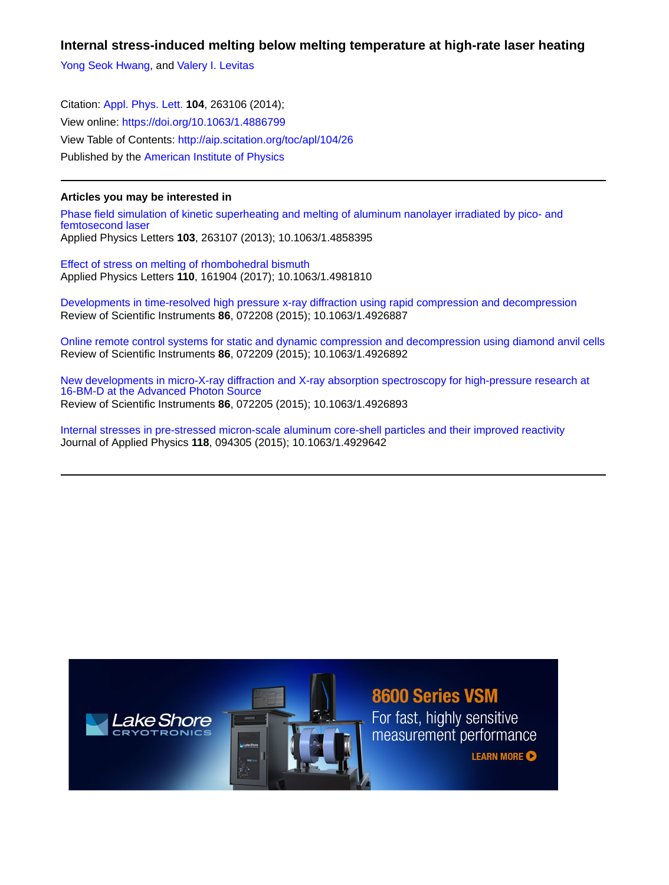# Internal stress-induced melting below melting temperature at high-rate laser heating

Yong Seok Hwang, and Valery I. Levitas

Citation: Appl. Phys. Lett. **104**, 263106 (2014);
View online: https://doi.org/10.1063/1.4886799
View Table of Contents: http://aip.scitation.org/toc/apl/104/26
Published by the American Institute of Physics

---

## Articles you may be interested in

Phase field simulation of kinetic superheating and melting of aluminum nanolayer irradiated by pico- and femtosecond laser
Applied Physics Letters **103**, 263107 (2013); 10.1063/1.4858395

Effect of stress on melting of rhombohedral bismuth
Applied Physics Letters **110**, 161904 (2017); 10.1063/1.4981810

Developments in time-resolved high pressure x-ray diffraction using rapid compression and decompression
Review of Scientific Instruments **86**, 072208 (2015); 10.1063/1.4926887

Online remote control systems for static and dynamic compression and decompression using diamond anvil cells
Review of Scientific Instruments **86**, 072209 (2015); 10.1063/1.4926892

New developments in micro-X-ray diffraction and X-ray absorption spectroscopy for high-pressure research at 16-BM-D at the Advanced Photon Source
Review of Scientific Instruments **86**, 072205 (2015); 10.1063/1.4926893

Internal stresses in pre-stressed micron-scale aluminum core-shell particles and their improved reactivity
Journal of Applied Physics **118**, 094305 (2015); 10.1063/1.4929642

---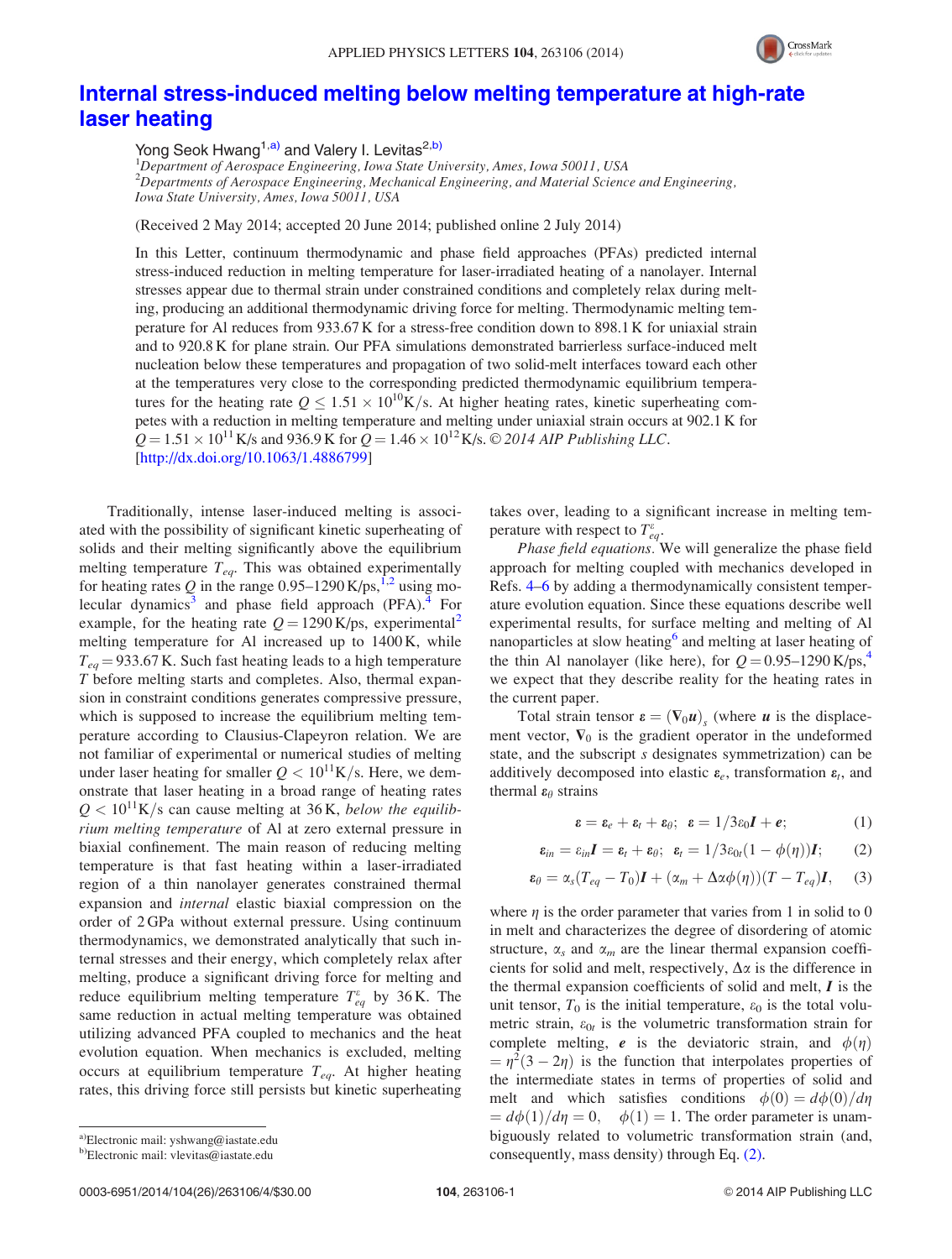# Internal stress-induced melting below melting temperature at high-rate laser heating

Yong Seok Hwang[1,a)] and Valery I. Levitas[2,b)]

[1]Department of Aerospace Engineering, Iowa State University, Ames, Iowa 50011, USA
[2]Departments of Aerospace Engineering, Mechanical Engineering, and Material Science and Engineering, Iowa State University, Ames, Iowa 50011, USA

(Received 2 May 2014; accepted 20 June 2014; published online 2 July 2014)

In this Letter, continuum thermodynamic and phase field approaches (PFAs) predicted internal stress-induced reduction in melting temperature for laser-irradiated heating of a nanolayer. Internal stresses appear due to thermal strain under constrained conditions and completely relax during melting, producing an additional thermodynamic driving force for melting. Thermodynamic melting temperature for Al reduces from 933.67 K for a stress-free condition down to 898.1 K for uniaxial strain and to 920.8 K for plane strain. Our PFA simulations demonstrated barrierless surface-induced melt nucleation below these temperatures and propagation of two solid-melt interfaces toward each other at the temperatures very close to the corresponding predicted thermodynamic equilibrium temperatures for the heating rate $Q \leq 1.51 \times 10^{10}$ K/s. At higher heating rates, kinetic superheating competes with a reduction in melting temperature and melting under uniaxial strain occurs at 902.1 K for $Q = 1.51 \times 10^{11}$ K/s and 936.9 K for $Q = 1.46 \times 10^{12}$ K/s. © 2014 AIP Publishing LLC. [http://dx.doi.org/10.1063/1.4886799]

Traditionally, intense laser-induced melting is associated with the possibility of significant kinetic superheating of solids and their melting significantly above the equilibrium melting temperature $T_{eq}$. This was obtained experimentally for heating rates $Q$ in the range 0.95–1290 K/ps,[1,2] using molecular dynamics[3] and phase field approach (PFA).[4] For example, for the heating rate $Q = 1290$ K/ps, experimental[2] melting temperature for Al increased up to 1400 K, while $T_{eq} = 933.67$ K. Such fast heating leads to a high temperature $T$ before melting starts and completes. Also, thermal expansion in constraint conditions generates compressive pressure, which is supposed to increase the equilibrium melting temperature according to Clausius-Clapeyron relation. We are not familiar of experimental or numerical studies of melting under laser heating for smaller $Q < 10^{11}$ K/s. Here, we demonstrate that laser heating in a broad range of heating rates $Q < 10^{11}$ K/s can cause melting at 36 K, *below the equilibrium melting temperature* of Al at zero external pressure in biaxial confinement. The main reason of reducing melting temperature is that fast heating within a laser-irradiated region of a thin nanolayer generates constrained thermal expansion and *internal* elastic biaxial compression on the order of 2 GPa without external pressure. Using continuum thermodynamics, we demonstrated analytically that such internal stresses and their energy, which completely relax after melting, produce a significant driving force for melting and reduce equilibrium melting temperature $T^{\varepsilon}_{eq}$ by 36 K. The same reduction in actual melting temperature was obtained utilizing advanced PFA coupled to mechanics and the heat evolution equation. When mechanics is excluded, melting occurs at equilibrium temperature $T_{eq}$. At higher heating rates, this driving force still persists but kinetic superheating takes over, leading to a significant increase in melting temperature with respect to $T^{\varepsilon}_{eq}$.

*Phase field equations.* We will generalize the phase field approach for melting coupled with mechanics developed in Refs. 4–6 by adding a thermodynamically consistent temperature evolution equation. Since these equations describe well experimental results, for surface melting and melting of Al nanoparticles at slow heating[6] and melting at laser heating of the thin Al nanolayer (like here), for $Q = 0.95$–$1290$ K/ps,[4] we expect that they describe reality for the heating rates in the current paper.

Total strain tensor $\boldsymbol{\varepsilon} = (\boldsymbol{\nabla}_0 \boldsymbol{u})_s$ (where $\boldsymbol{u}$ is the displacement vector, $\boldsymbol{\nabla}_0$ is the gradient operator in the undeformed state, and the subscript $s$ designates symmetrization) can be additively decomposed into elastic $\boldsymbol{\varepsilon}_e$, transformation $\boldsymbol{\varepsilon}_t$, and thermal $\boldsymbol{\varepsilon}_\theta$ strains

$$\boldsymbol{\varepsilon} = \boldsymbol{\varepsilon}_e + \boldsymbol{\varepsilon}_t + \boldsymbol{\varepsilon}_\theta; \quad \boldsymbol{\varepsilon} = 1/3\varepsilon_0 \boldsymbol{I} + \boldsymbol{e}; \tag{1}$$

$$\boldsymbol{\varepsilon}_{in} = \varepsilon_{in}\boldsymbol{I} = \boldsymbol{\varepsilon}_t + \boldsymbol{\varepsilon}_\theta; \quad \boldsymbol{\varepsilon}_t = 1/3\varepsilon_{0t}(1 - \phi(\eta))\boldsymbol{I}; \tag{2}$$

$$\boldsymbol{\varepsilon}_\theta = \alpha_s(T_{eq} - T_0)\boldsymbol{I} + (\alpha_m + \Delta\alpha\phi(\eta))(T - T_{eq})\boldsymbol{I}, \tag{3}$$

where $\eta$ is the order parameter that varies from 1 in solid to 0 in melt and characterizes the degree of disordering of atomic structure, $\alpha_s$ and $\alpha_m$ are the linear thermal expansion coefficients for solid and melt, respectively, $\Delta\alpha$ is the difference in the thermal expansion coefficients of solid and melt, $\boldsymbol{I}$ is the unit tensor, $T_0$ is the initial temperature, $\varepsilon_0$ is the total volumetric strain, $\varepsilon_{0t}$ is the volumetric transformation strain for complete melting, $\boldsymbol{e}$ is the deviatoric strain, and $\phi(\eta) = \eta^2(3 - 2\eta)$ is the function that interpolates properties of the intermediate states in terms of properties of solid and melt and which satisfies conditions $\phi(0) = d\phi(0)/d\eta = d\phi(1)/d\eta = 0$, $\phi(1) = 1$. The order parameter is unambiguously related to volumetric transformation strain (and, consequently, mass density) through Eq. (2).

a)Electronic mail: yshwang@iastate.edu
b)Electronic mail: vlevitas@iastate.edu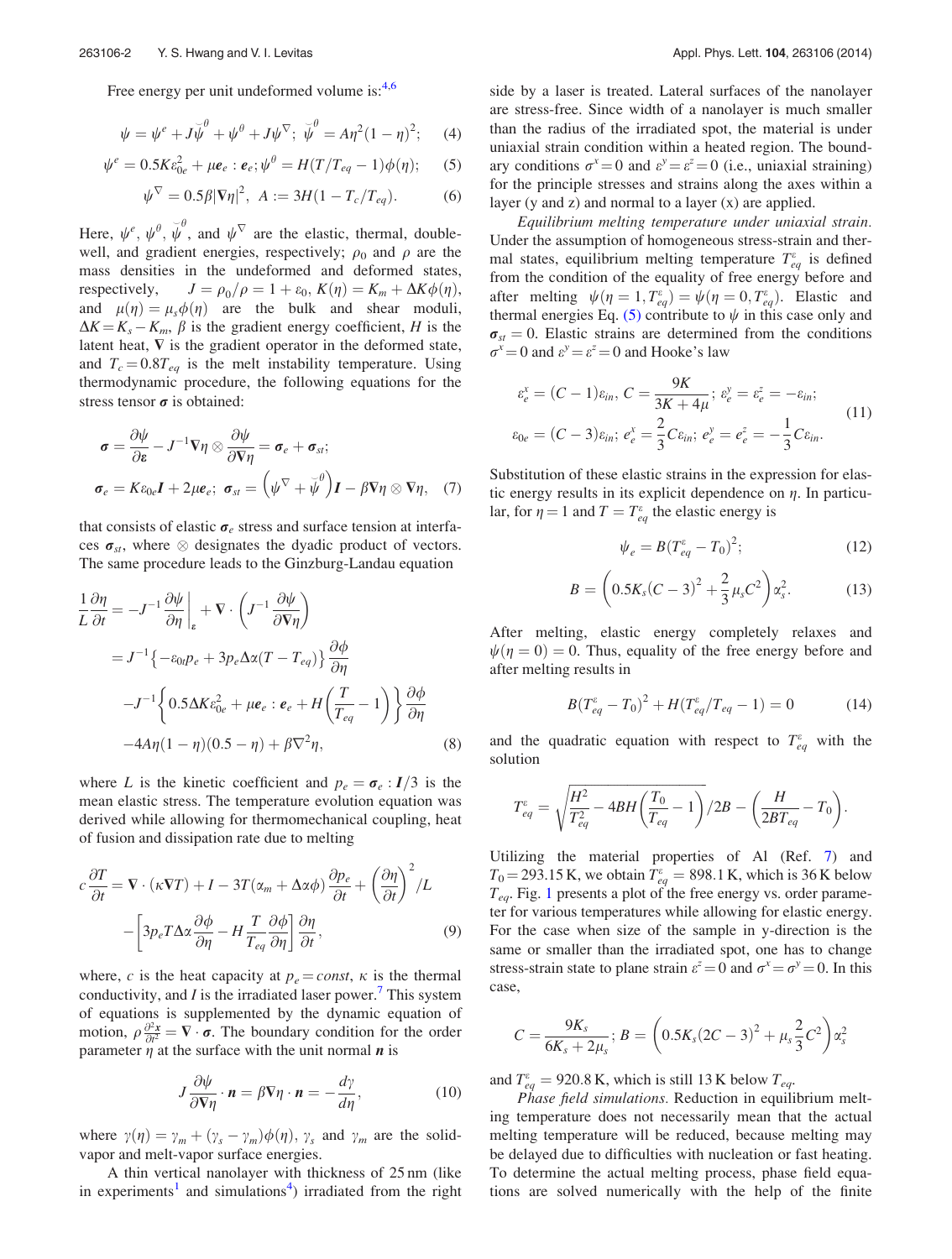Free energy per unit undeformed volume is:[4,6]

$$\psi = \psi^e + J\breve{\psi}^\theta + \psi^\theta + J\psi^\nabla; \; \breve{\psi}^\theta = A\eta^2(1-\eta)^2; \quad (4)$$

$$\psi^e = 0.5K\varepsilon_{0e}^2 + \mu \boldsymbol{e}_e : \boldsymbol{e}_e; \psi^\theta = H(T/T_{eq} - 1)\phi(\eta); \quad (5)$$

$$\psi^\nabla = 0.5\beta|\nabla\eta|^2, \; A := 3H(1 - T_c/T_{eq}). \quad (6)$$

Here, $\psi^e$, $\psi^\theta$, $\breve{\psi}^\theta$, and $\psi^\nabla$ are the elastic, thermal, double-well, and gradient energies, respectively; $\rho_0$ and $\rho$ are the mass densities in the undeformed and deformed states, respectively, $J = \rho_0/\rho = 1 + \varepsilon_0$, $K(\eta) = K_m + \Delta K\phi(\eta)$, and $\mu(\eta) = \mu_s\phi(\eta)$ are the bulk and shear moduli, $\Delta K = K_s - K_m$, $\beta$ is the gradient energy coefficient, $H$ is the latent heat, $\nabla$ is the gradient operator in the deformed state, and $T_c = 0.8T_{eq}$ is the melt instability temperature. Using thermodynamic procedure, the following equations for the stress tensor $\boldsymbol{\sigma}$ is obtained:

$$\boldsymbol{\sigma} = \frac{\partial\psi}{\partial\boldsymbol{\varepsilon}} - J^{-1}\nabla\eta \otimes \frac{\partial\psi}{\partial\nabla\eta} = \boldsymbol{\sigma}_e + \boldsymbol{\sigma}_{st};$$
$$\boldsymbol{\sigma}_e = K\varepsilon_{0e}\boldsymbol{I} + 2\mu\boldsymbol{e}_e; \; \boldsymbol{\sigma}_{st} = \left(\psi^\nabla + \breve{\psi}^\theta\right)\boldsymbol{I} - \beta\nabla\eta\otimes\nabla\eta, \quad (7)$$

that consists of elastic $\boldsymbol{\sigma}_e$ stress and surface tension at interfaces $\boldsymbol{\sigma}_{st}$, where $\otimes$ designates the dyadic product of vectors. The same procedure leads to the Ginzburg-Landau equation

$$\begin{aligned}\frac{1}{L}\frac{\partial\eta}{\partial t} &= -J^{-1}\frac{\partial\psi}{\partial\eta}\bigg|_{\boldsymbol{\varepsilon}} + \nabla\cdot\left(J^{-1}\frac{\partial\psi}{\partial\nabla\eta}\right) \\ &= J^{-1}\left\{-\varepsilon_{0t}p_e + 3p_e\Delta\alpha(T - T_{eq})\right\}\frac{\partial\phi}{\partial\eta} \\ &\quad -J^{-1}\left\{0.5\Delta K\varepsilon_{0e}^2 + \mu\boldsymbol{e}_e:\boldsymbol{e}_e + H\left(\frac{T}{T_{eq}} - 1\right)\right\}\frac{\partial\phi}{\partial\eta} \\ &\quad -4A\eta(1-\eta)(0.5-\eta) + \beta\nabla^2\eta, \end{aligned} \quad (8)$$

where $L$ is the kinetic coefficient and $p_e = \boldsymbol{\sigma}_e : \boldsymbol{I}/3$ is the mean elastic stress. The temperature evolution equation was derived while allowing for thermomechanical coupling, heat of fusion and dissipation rate due to melting

$$\begin{aligned}c\frac{\partial T}{\partial t} &= \nabla\cdot(\kappa\nabla T) + I - 3T(\alpha_m + \Delta\alpha\phi)\frac{\partial p_e}{\partial t} + \left(\frac{\partial\eta}{\partial t}\right)^2/L \\ &\quad - \left[3p_e T\Delta\alpha\frac{\partial\phi}{\partial\eta} - H\frac{T}{T_{eq}}\frac{\partial\phi}{\partial\eta}\right]\frac{\partial\eta}{\partial t}, \end{aligned} \quad (9)$$

where, $c$ is the heat capacity at $p_e = const$, $\kappa$ is the thermal conductivity, and $I$ is the irradiated laser power.[7] This system of equations is supplemented by the dynamic equation of motion, $\rho\frac{\partial^2\boldsymbol{x}}{\partial t^2} = \nabla\cdot\boldsymbol{\sigma}$. The boundary condition for the order parameter $\eta$ at the surface with the unit normal $\boldsymbol{n}$ is

$$J\frac{\partial\psi}{\partial\nabla\eta}\cdot\boldsymbol{n} = \beta\nabla\eta\cdot\boldsymbol{n} = -\frac{d\gamma}{d\eta}, \quad (10)$$

where $\gamma(\eta) = \gamma_m + (\gamma_s - \gamma_m)\phi(\eta)$, $\gamma_s$ and $\gamma_m$ are the solid-vapor and melt-vapor surface energies.

A thin vertical nanolayer with thickness of 25 nm (like in experiments[1] and simulations[4]) irradiated from the right side by a laser is treated. Lateral surfaces of the nanolayer are stress-free. Since width of a nanolayer is much smaller than the radius of the irradiated spot, the material is under uniaxial strain condition within a heated region. The boundary conditions $\sigma^x = 0$ and $\varepsilon^y = \varepsilon^z = 0$ (i.e., uniaxial straining) for the principle stresses and strains along the axes within a layer (y and z) and normal to a layer (x) are applied.

*Equilibrium melting temperature under uniaxial strain.* Under the assumption of homogeneous stress-strain and thermal states, equilibrium melting temperature $T_{eq}^\varepsilon$ is defined from the condition of the equality of free energy before and after melting $\psi(\eta = 1, T_{eq}^\varepsilon) = \psi(\eta = 0, T_{eq}^\varepsilon)$. Elastic and thermal energies Eq. (5) contribute to $\psi$ in this case only and $\boldsymbol{\sigma}_{st} = 0$. Elastic strains are determined from the conditions $\sigma^x = 0$ and $\varepsilon^y = \varepsilon^z = 0$ and Hooke's law

$$\begin{aligned}&\varepsilon_e^x = (C-1)\varepsilon_{in}, \; C = \frac{9K}{3K + 4\mu}; \; \varepsilon_e^y = \varepsilon_e^z = -\varepsilon_{in}; \\ &\varepsilon_{0e} = (C-3)\varepsilon_{in}; \; e_e^x = \frac{2}{3}C\varepsilon_{in}; \; e_e^y = e_e^z = -\frac{1}{3}C\varepsilon_{in}. \end{aligned} \quad (11)$$

Substitution of these elastic strains in the expression for elastic energy results in its explicit dependence on $\eta$. In particular, for $\eta = 1$ and $T = T_{eq}^\varepsilon$ the elastic energy is

$$\psi_e = B(T_{eq}^\varepsilon - T_0)^2; \quad (12)$$

$$B = \left(0.5K_s(C-3)^2 + \frac{2}{3}\mu_s C^2\right)\alpha_s^2. \quad (13)$$

After melting, elastic energy completely relaxes and $\psi(\eta = 0) = 0$. Thus, equality of the free energy before and after melting results in

$$B(T_{eq}^\varepsilon - T_0)^2 + H(T_{eq}^\varepsilon/T_{eq} - 1) = 0 \quad (14)$$

and the quadratic equation with respect to $T_{eq}^\varepsilon$ with the solution

$$T_{eq}^\varepsilon = \sqrt{\frac{H^2}{T_{eq}^2} - 4BH\left(\frac{T_0}{T_{eq}} - 1\right)}/2B - \left(\frac{H}{2BT_{eq}} - T_0\right).$$

Utilizing the material properties of Al (Ref. 7) and $T_0 = 293.15$ K, we obtain $T_{eq}^\varepsilon = 898.1$ K, which is 36 K below $T_{eq}$. Fig. 1 presents a plot of the free energy vs. order parameter for various temperatures while allowing for elastic energy. For the case when size of the sample in y-direction is the same or smaller than the irradiated spot, one has to change stress-strain state to plane strain $\varepsilon^z = 0$ and $\sigma^x = \sigma^y = 0$. In this case,

$$C = \frac{9K_s}{6K_s + 2\mu_s}; \; B = \left(0.5K_s(2C-3)^2 + \mu_s\frac{2}{3}C^2\right)\alpha_s^2$$

and $T_{eq}^\varepsilon = 920.8$ K, which is still 13 K below $T_{eq}$.

*Phase field simulations.* Reduction in equilibrium melting temperature does not necessarily mean that the actual melting temperature will be reduced, because melting may be delayed due to difficulties with nucleation or fast heating. To determine the actual melting process, phase field equations are solved numerically with the help of the finite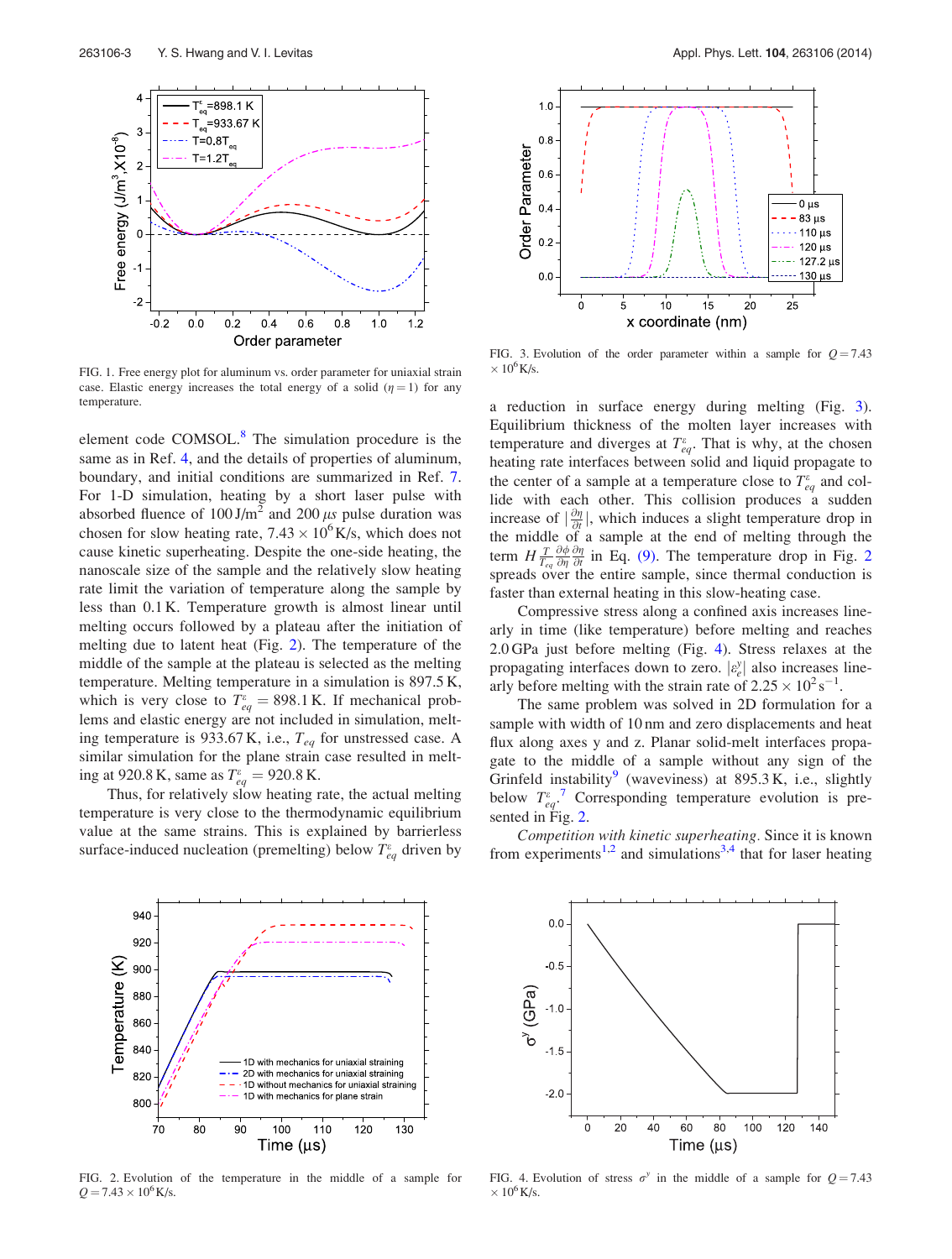FIG. 1. Free energy plot for aluminum vs. order parameter for uniaxial strain case. Elastic energy increases the total energy of a solid ($\eta = 1$) for any temperature.

FIG. 3. Evolution of the order parameter within a sample for $Q = 7.43 \times 10^6$ K/s.

element code COMSOL.[8] The simulation procedure is the same as in Ref. 4, and the details of properties of aluminum, boundary, and initial conditions are summarized in Ref. 7. For 1-D simulation, heating by a short laser pulse with absorbed fluence of 100 J/m$^2$ and 200 $\mu s$ pulse duration was chosen for slow heating rate, $7.43 \times 10^6$ K/s, which does not cause kinetic superheating. Despite the one-side heating, the nanoscale size of the sample and the relatively slow heating rate limit the variation of temperature along the sample by less than 0.1 K. Temperature growth is almost linear until melting occurs followed by a plateau after the initiation of melting due to latent heat (Fig. 2). The temperature of the middle of the sample at the plateau is selected as the melting temperature. Melting temperature in a simulation is 897.5 K, which is very close to $T^{\varepsilon}_{eq} = 898.1$ K. If mechanical problems and elastic energy are not included in simulation, melting temperature is 933.67 K, i.e., $T_{eq}$ for unstressed case. A similar simulation for the plane strain case resulted in melting at 920.8 K, same as $T^{\varepsilon}_{eq} = 920.8$ K.

Thus, for relatively slow heating rate, the actual melting temperature is very close to the thermodynamic equilibrium value at the same strains. This is explained by barrierless surface-induced nucleation (premelting) below $T^{\varepsilon}_{eq}$ driven by a reduction in surface energy during melting (Fig. 3). Equilibrium thickness of the molten layer increases with temperature and diverges at $T^{\varepsilon}_{eq}$. That is why, at the chosen heating rate interfaces between solid and liquid propagate to the center of a sample at a temperature close to $T^{\varepsilon}_{eq}$ and collide with each other. This collision produces a sudden increase of $|\frac{\partial \eta}{\partial t}|$, which induces a slight temperature drop in the middle of a sample at the end of melting through the term $H \frac{T}{T_{eq}} \frac{\partial \phi}{\partial \eta} \frac{\partial \eta}{\partial t}$ in Eq. (9). The temperature drop in Fig. 2 spreads over the entire sample, since thermal conduction is faster than external heating in this slow-heating case.

Compressive stress along a confined axis increases linearly in time (like temperature) before melting and reaches 2.0 GPa just before melting (Fig. 4). Stress relaxes at the propagating interfaces down to zero. $|\varepsilon^{y}_{e}|$ also increases linearly before melting with the strain rate of $2.25 \times 10^2\,\text{s}^{-1}$.

The same problem was solved in 2D formulation for a sample with width of 10 nm and zero displacements and heat flux along axes y and z. Planar solid-melt interfaces propagate to the middle of a sample without any sign of the Grinfeld instability[9] (waveviness) at 895.3 K, i.e., slightly below $T^{\varepsilon}_{eq}$.[7] Corresponding temperature evolution is presented in Fig. 2.

*Competition with kinetic superheating.* Since it is known from experiments[1,2] and simulations[3,4] that for laser heating

FIG. 2. Evolution of the temperature in the middle of a sample for $Q = 7.43 \times 10^6$ K/s.

FIG. 4. Evolution of stress $\sigma^y$ in the middle of a sample for $Q = 7.43 \times 10^6$ K/s.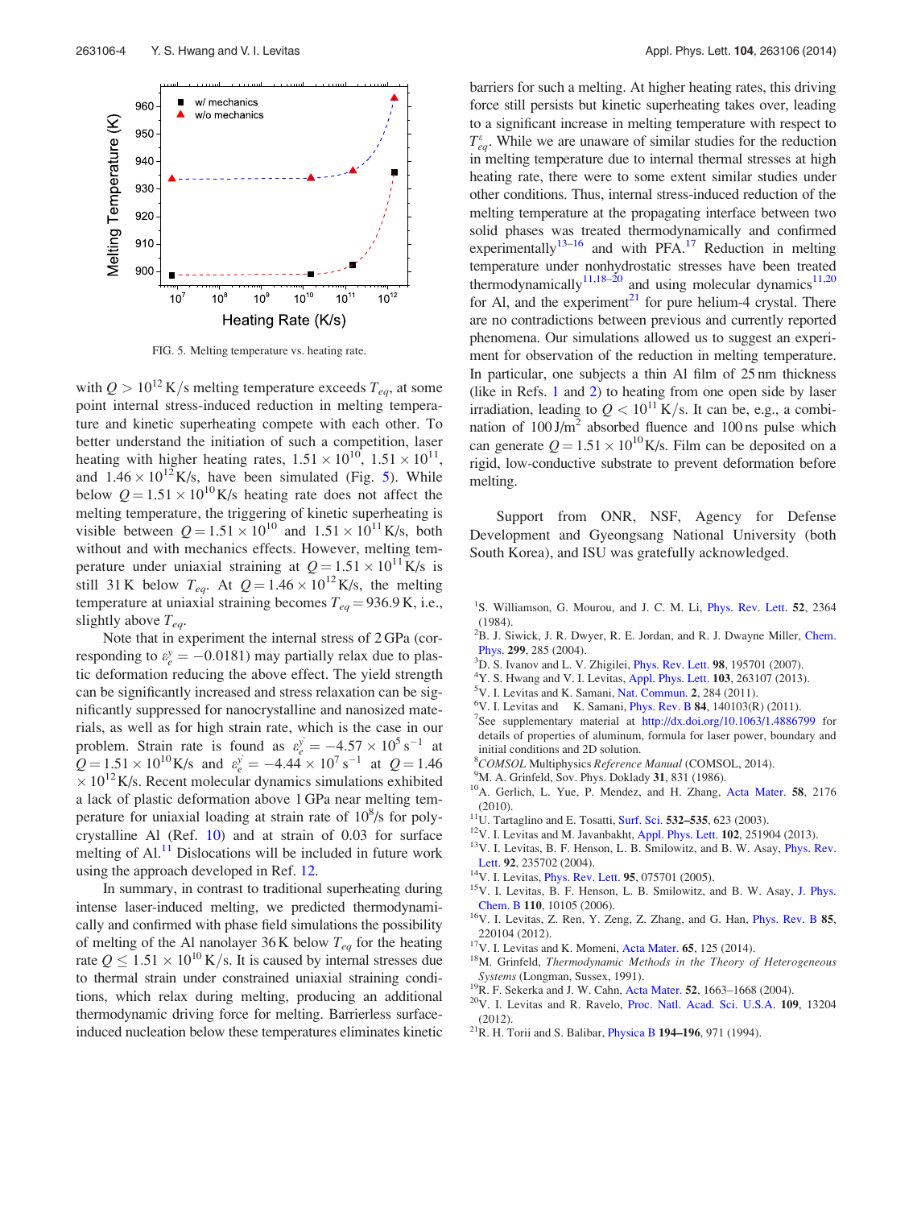960
950
940
930
920
910
900
Melting Temperature (K)
w/ mechanics
w/o mechanics
$10^7$ $10^8$ $10^9$ $10^{10}$ $10^{11}$ $10^{12}$
Heating Rate (K/s)

FIG. 5. Melting temperature vs. heating rate.

with $Q > 10^{12}$ K/s melting temperature exceeds $T_{eq}$, at some point internal stress-induced reduction in melting temperature and kinetic superheating compete with each other. To better understand the initiation of such a competition, laser heating with higher heating rates, $1.51 \times 10^{10}$, $1.51 \times 10^{11}$, and $1.46 \times 10^{12}$ K/s, have been simulated (Fig. 5). While below $Q = 1.51 \times 10^{10}$ K/s heating rate does not affect the melting temperature, the triggering of kinetic superheating is visible between $Q = 1.51 \times 10^{10}$ and $1.51 \times 10^{11}$ K/s, both without and with mechanics effects. However, melting temperature under uniaxial straining at $Q = 1.51 \times 10^{11}$ K/s is still 31 K below $T_{eq}$. At $Q = 1.46 \times 10^{12}$ K/s, the melting temperature at uniaxial straining becomes $T_{eq} = 936.9$ K, i.e., slightly above $T_{eq}$.

Note that in experiment the internal stress of 2 GPa (corresponding to $\varepsilon_e^y = -0.0181$) may partially relax due to plastic deformation reducing the above effect. The yield strength can be significantly increased and stress relaxation can be significantly suppressed for nanocrystalline and nanosized materials, as well as for high strain rate, which is the case in our problem. Strain rate is found as $\dot{\varepsilon}_e^y = -4.57 \times 10^5\ \mathrm{s}^{-1}$ at $Q = 1.51 \times 10^{10}$ K/s and $\dot{\varepsilon}_e^y = -4.44 \times 10^7\ \mathrm{s}^{-1}$ at $Q = 1.46 \times 10^{12}$ K/s. Recent molecular dynamics simulations exhibited a lack of plastic deformation above 1 GPa near melting temperature for uniaxial loading at strain rate of $10^8$/s for polycrystalline Al (Ref. 10) and at strain of 0.03 for surface melting of Al.[11] Dislocations will be included in future work using the approach developed in Ref. 12.

In summary, in contrast to traditional superheating during intense laser-induced melting, we predicted thermodynamically and confirmed with phase field simulations the possibility of melting of the Al nanolayer 36 K below $T_{eq}$ for the heating rate $Q \leq 1.51 \times 10^{10}$ K/s. It is caused by internal stresses due to thermal strain under constrained uniaxial straining conditions, which relax during melting, producing an additional thermodynamic driving force for melting. Barrierless surface-induced nucleation below these temperatures eliminates kinetic barriers for such a melting. At higher heating rates, this driving force still persists but kinetic superheating takes over, leading to a significant increase in melting temperature with respect to $T_{eq}^{\varepsilon}$. While we are unaware of similar studies for the reduction in melting temperature due to internal thermal stresses at high heating rate, there were to some extent similar studies under other conditions. Thus, internal stress-induced reduction of the melting temperature at the propagating interface between two solid phases was treated thermodynamically and confirmed experimentally[13–16] and with PFA.[17] Reduction in melting temperature under nonhydrostatic stresses have been treated thermodynamically[11,18–20] and using molecular dynamics[11,20] for Al, and the experiment[21] for pure helium-4 crystal. There are no contradictions between previous and currently reported phenomena. Our simulations allowed us to suggest an experiment for observation of the reduction in melting temperature. In particular, one subjects a thin Al film of 25 nm thickness (like in Refs. 1 and 2) to heating from one open side by laser irradiation, leading to $Q < 10^{11}$ K/s. It can be, e.g., a combination of 100 J/m$^2$ absorbed fluence and 100 ns pulse which can generate $Q = 1.51 \times 10^{10}$ K/s. Film can be deposited on a rigid, low-conductive substrate to prevent deformation before melting.

Support from ONR, NSF, Agency for Defense Development and Gyeongsang National University (both South Korea), and ISU was gratefully acknowledged.

[1] S. Williamson, G. Mourou, and J. C. M. Li, Phys. Rev. Lett. **52**, 2364 (1984).
[2] B. J. Siwick, J. R. Dwyer, R. E. Jordan, and R. J. Dwayne Miller, Chem. Phys. **299**, 285 (2004).
[3] D. S. Ivanov and L. V. Zhigilei, Phys. Rev. Lett. **98**, 195701 (2007).
[4] Y. S. Hwang and V. I. Levitas, Appl. Phys. Lett. **103**, 263107 (2013).
[5] V. I. Levitas and K. Samani, Nat. Commun. **2**, 284 (2011).
[6] V. I. Levitas and K. Samani, Phys. Rev. B **84**, 140103(R) (2011).
[7] See supplementary material at http://dx.doi.org/10.1063/1.4886799 for details of properties of aluminum, formula for laser power, boundary and initial conditions and 2D solution.
[8] *COMSOL* Multiphysics *Reference Manual* (COMSOL, 2014).
[9] M. A. Grinfeld, Sov. Phys. Doklady **31**, 831 (1986).
[10] A. Gerlich, L. Yue, P. Mendez, and H. Zhang, Acta Mater. **58**, 2176 (2010).
[11] U. Tartaglino and E. Tosatti, Surf. Sci. **532–535**, 623 (2003).
[12] V. I. Levitas and M. Javanbakht, Appl. Phys. Lett. **102**, 251904 (2013).
[13] V. I. Levitas, B. F. Henson, L. B. Smilowitz, and B. W. Asay, Phys. Rev. Lett. **92**, 235702 (2004).
[14] V. I. Levitas, Phys. Rev. Lett. **95**, 075701 (2005).
[15] V. I. Levitas, B. F. Henson, L. B. Smilowitz, and B. W. Asay, J. Phys. Chem. B **110**, 10105 (2006).
[16] V. I. Levitas, Z. Ren, Y. Zeng, Z. Zhang, and G. Han, Phys. Rev. B **85**, 220104 (2012).
[17] V. I. Levitas and K. Momeni, Acta Mater. **65**, 125 (2014).
[18] M. Grinfeld, *Thermodynamic Methods in the Theory of Heterogeneous Systems* (Longman, Sussex, 1991).
[19] R. F. Sekerka and J. W. Cahn, Acta Mater. **52**, 1663–1668 (2004).
[20] V. I. Levitas and R. Ravelo, Proc. Natl. Acad. Sci. U.S.A. **109**, 13204 (2012).
[21] R. H. Torii and S. Balibar, Physica B **194–196**, 971 (1994).